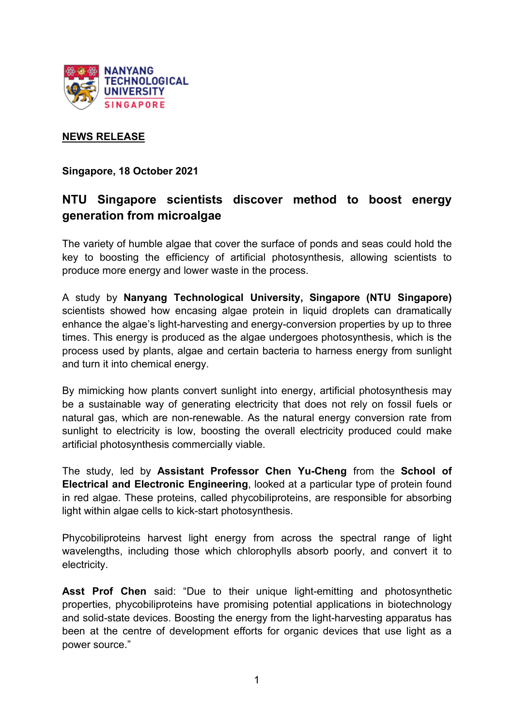**NEWS RELEASE**

**Singapore, 18 October 2021**

## NTU Singapore scientists discover method to boost energy generation from microalgae

The variety of humble algae that cover the surface of ponds and seas could hold the key to boosting the efficiency of artificial photosynthesis, allowing scientists to produce more energy and lower waste in the process.

A study by **Nanyang Technological University, Singapore (NTU Singapore)** scientists showed how encasing algae protein in liquid droplets can dramatically enhance the algae's light-harvesting and energy-conversion properties by up to three times. This energy is produced as the algae undergoes photosynthesis, which is the process used by plants, algae and certain bacteria to harness energy from sunlight and turn it into chemical energy.

By mimicking how plants convert sunlight into energy, artificial photosynthesis may be a sustainable way of generating electricity that does not rely on fossil fuels or natural gas, which are non-renewable. As the natural energy conversion rate from sunlight to electricity is low, boosting the overall electricity produced could make artificial photosynthesis commercially viable.

The study, led by **Assistant Professor Chen Yu-Cheng** from the **School of Electrical and Electronic Engineering**, looked at a particular type of protein found in red algae. These proteins, called phycobiliproteins, are responsible for absorbing light within algae cells to kick-start photosynthesis.

Phycobiliproteins harvest light energy from across the spectral range of light wavelengths, including those which chlorophylls absorb poorly, and convert it to electricity.

**Asst Prof Chen** said: "Due to their unique light-emitting and photosynthetic properties, phycobiliproteins have promising potential applications in biotechnology and solid-state devices. Boosting the energy from the light-harvesting apparatus has been at the centre of development efforts for organic devices that use light as a power source."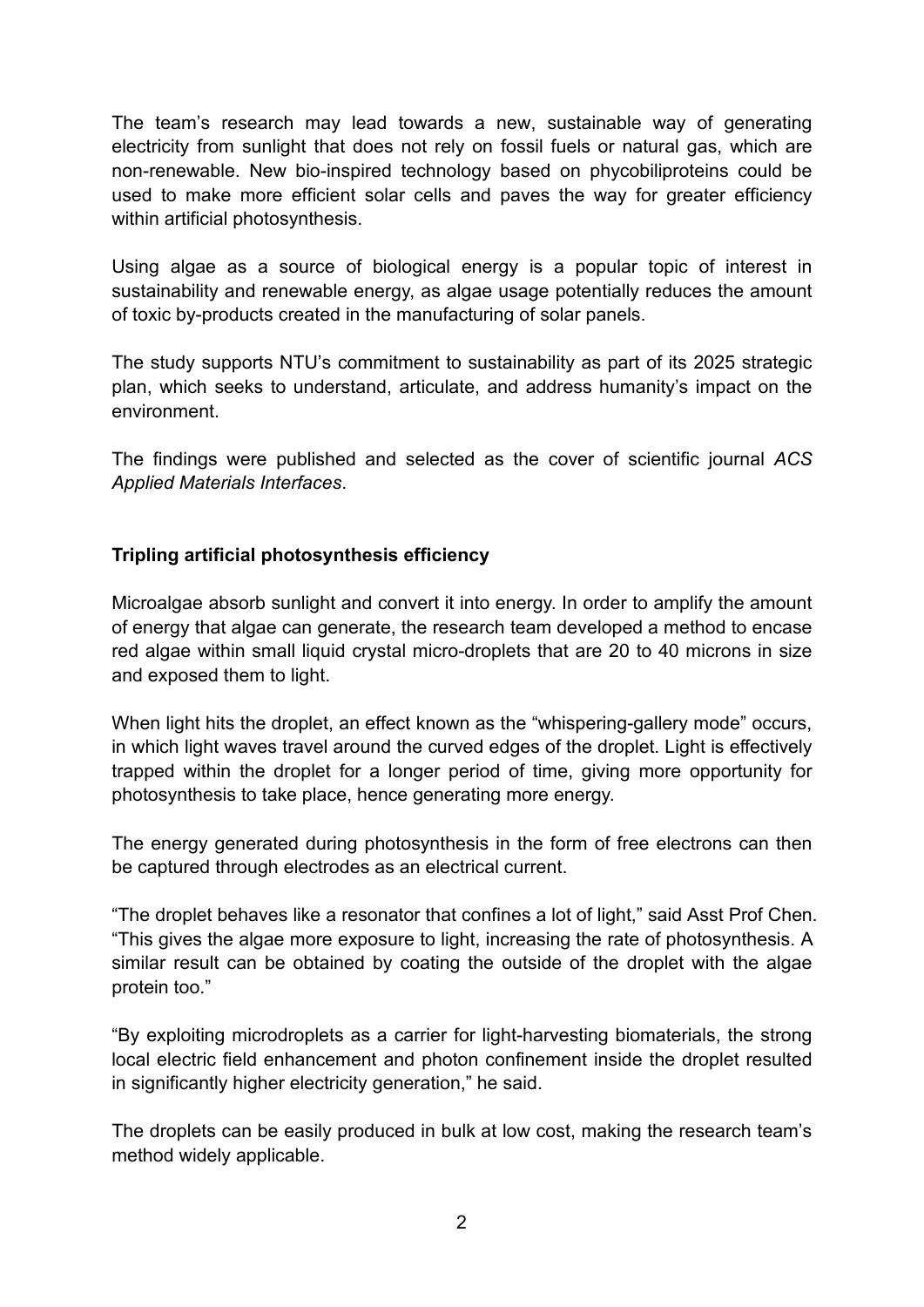The team's research may lead towards a new, sustainable way of generating electricity from sunlight that does not rely on fossil fuels or natural gas, which are non-renewable. New bio-inspired technology based on phycobiliproteins could be used to make more efficient solar cells and paves the way for greater efficiency within artificial photosynthesis.

Using algae as a source of biological energy is a popular topic of interest in sustainability and renewable energy, as algae usage potentially reduces the amount of toxic by-products created in the manufacturing of solar panels.

The study supports NTU's commitment to sustainability as part of its 2025 strategic plan, which seeks to understand, articulate, and address humanity's impact on the environment.

The findings were published and selected as the cover of scientific journal *ACS Applied Materials Interfaces*.

**Tripling artificial photosynthesis efficiency**

Microalgae absorb sunlight and convert it into energy. In order to amplify the amount of energy that algae can generate, the research team developed a method to encase red algae within small liquid crystal micro-droplets that are 20 to 40 microns in size and exposed them to light.

When light hits the droplet, an effect known as the "whispering-gallery mode" occurs, in which light waves travel around the curved edges of the droplet. Light is effectively trapped within the droplet for a longer period of time, giving more opportunity for photosynthesis to take place, hence generating more energy.

The energy generated during photosynthesis in the form of free electrons can then be captured through electrodes as an electrical current.

"The droplet behaves like a resonator that confines a lot of light," said Asst Prof Chen. "This gives the algae more exposure to light, increasing the rate of photosynthesis. A similar result can be obtained by coating the outside of the droplet with the algae protein too."

"By exploiting microdroplets as a carrier for light-harvesting biomaterials, the strong local electric field enhancement and photon confinement inside the droplet resulted in significantly higher electricity generation," he said.

The droplets can be easily produced in bulk at low cost, making the research team's method widely applicable.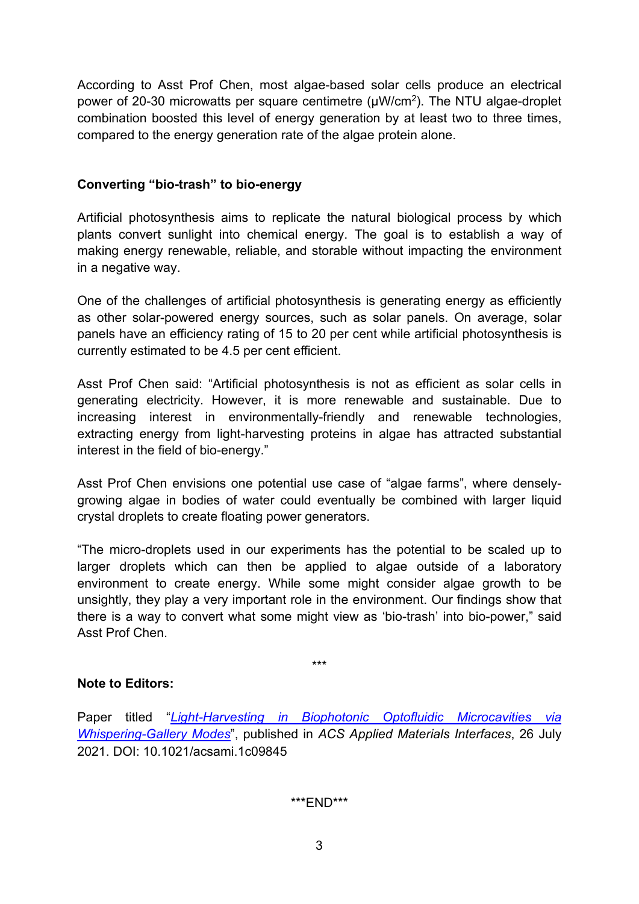According to Asst Prof Chen, most algae-based solar cells produce an electrical power of 20-30 microwatts per square centimetre (μW/cm$^2$). The NTU algae-droplet combination boosted this level of energy generation by at least two to three times, compared to the energy generation rate of the algae protein alone.

**Converting "bio-trash" to bio-energy**

Artificial photosynthesis aims to replicate the natural biological process by which plants convert sunlight into chemical energy. The goal is to establish a way of making energy renewable, reliable, and storable without impacting the environment in a negative way.

One of the challenges of artificial photosynthesis is generating energy as efficiently as other solar-powered energy sources, such as solar panels. On average, solar panels have an efficiency rating of 15 to 20 per cent while artificial photosynthesis is currently estimated to be 4.5 per cent efficient.

Asst Prof Chen said: "Artificial photosynthesis is not as efficient as solar cells in generating electricity. However, it is more renewable and sustainable. Due to increasing interest in environmentally-friendly and renewable technologies, extracting energy from light-harvesting proteins in algae has attracted substantial interest in the field of bio-energy."

Asst Prof Chen envisions one potential use case of "algae farms", where densely-growing algae in bodies of water could eventually be combined with larger liquid crystal droplets to create floating power generators.

"The micro-droplets used in our experiments has the potential to be scaled up to larger droplets which can then be applied to algae outside of a laboratory environment to create energy. While some might consider algae growth to be unsightly, they play a very important role in the environment. Our findings show that there is a way to convert what some might view as 'bio-trash' into bio-power," said Asst Prof Chen.

\*\*\*

**Note to Editors:**

Paper titled "*Light-Harvesting in Biophotonic Optofluidic Microcavities via Whispering-Gallery Modes*", published in *ACS Applied Materials Interfaces*, 26 July 2021. DOI: 10.1021/acsami.1c09845

\*\*\*END\*\*\*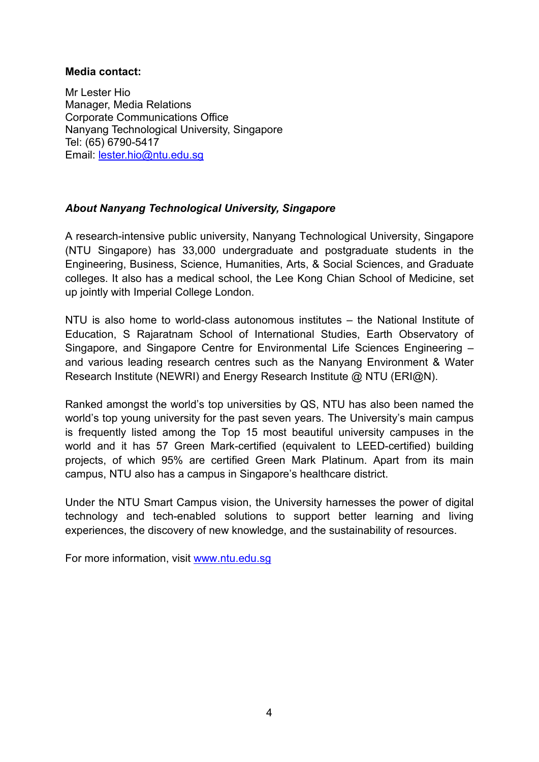**Media contact:**

Mr Lester Hio
Manager, Media Relations
Corporate Communications Office
Nanyang Technological University, Singapore
Tel: (65) 6790-5417
Email: [lester.hio@ntu.edu.sg](mailto:lester.hio@ntu.edu.sg)

***About Nanyang Technological University, Singapore***

A research-intensive public university, Nanyang Technological University, Singapore (NTU Singapore) has 33,000 undergraduate and postgraduate students in the Engineering, Business, Science, Humanities, Arts, & Social Sciences, and Graduate colleges. It also has a medical school, the Lee Kong Chian School of Medicine, set up jointly with Imperial College London.

NTU is also home to world-class autonomous institutes – the National Institute of Education, S Rajaratnam School of International Studies, Earth Observatory of Singapore, and Singapore Centre for Environmental Life Sciences Engineering – and various leading research centres such as the Nanyang Environment & Water Research Institute (NEWRI) and Energy Research Institute @ NTU (ERI@N).

Ranked amongst the world's top universities by QS, NTU has also been named the world's top young university for the past seven years. The University's main campus is frequently listed among the Top 15 most beautiful university campuses in the world and it has 57 Green Mark-certified (equivalent to LEED-certified) building projects, of which 95% are certified Green Mark Platinum. Apart from its main campus, NTU also has a campus in Singapore's healthcare district.

Under the NTU Smart Campus vision, the University harnesses the power of digital technology and tech-enabled solutions to support better learning and living experiences, the discovery of new knowledge, and the sustainability of resources.

For more information, visit [www.ntu.edu.sg](http://www.ntu.edu.sg)